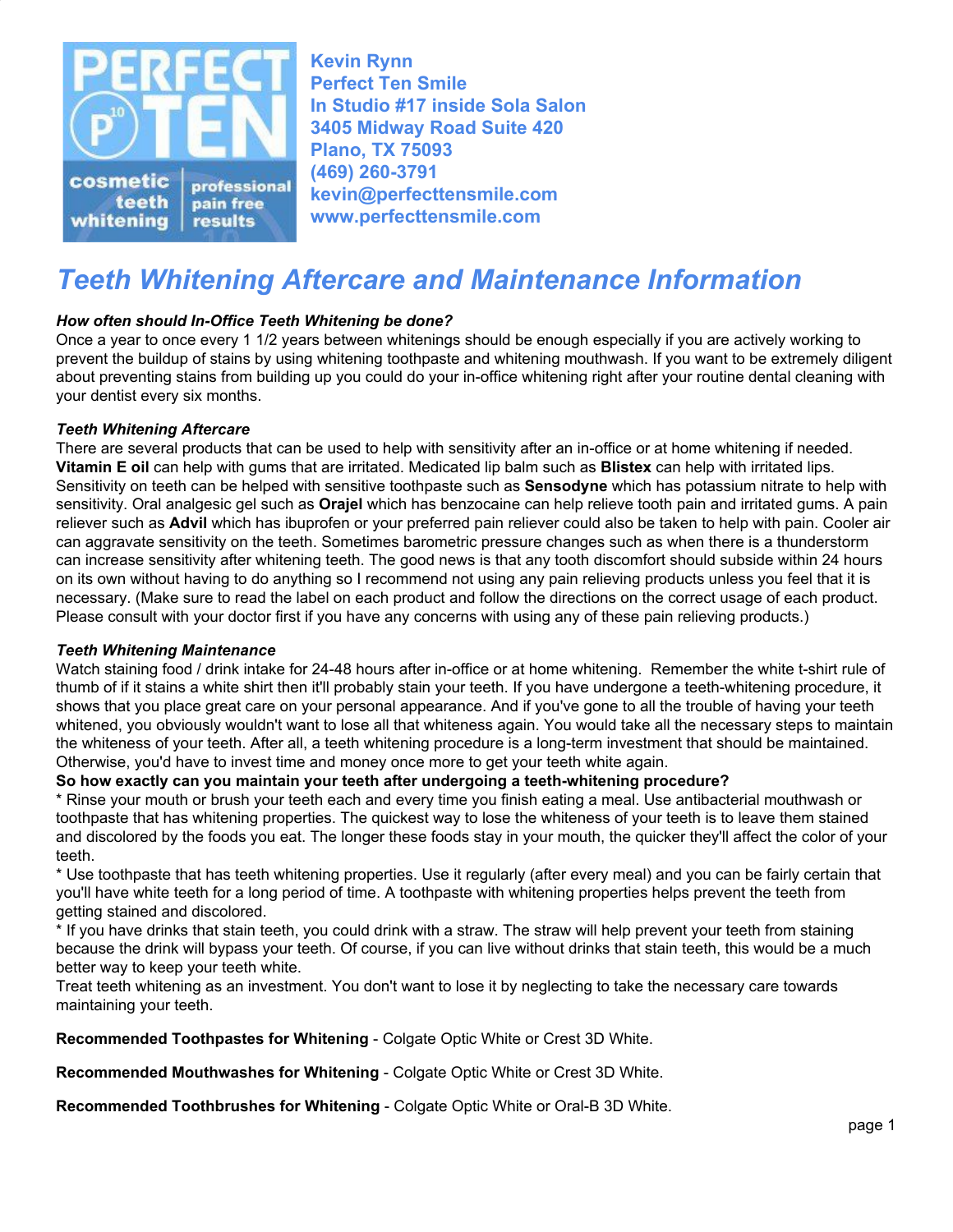**Kevin Rynn**
**Perfect Ten Smile**
**In Studio #17 inside Sola Salon**
**3405 Midway Road Suite 420**
**Plano, TX 75093**
**(469) 260-3791**
**kevin@perfecttensmile.com**
**www.perfecttensmile.com**

# *Teeth Whitening Aftercare and Maintenance Information*

***How often should In-Office Teeth Whitening be done?***
Once a year to once every 1 1/2 years between whitenings should be enough especially if you are actively working to prevent the buildup of stains by using whitening toothpaste and whitening mouthwash. If you want to be extremely diligent about preventing stains from building up you could do your in-office whitening right after your routine dental cleaning with your dentist every six months.

***Teeth Whitening Aftercare***
There are several products that can be used to help with sensitivity after an in-office or at home whitening if needed. **Vitamin E oil** can help with gums that are irritated. Medicated lip balm such as **Blistex** can help with irritated lips. Sensitivity on teeth can be helped with sensitive toothpaste such as **Sensodyne** which has potassium nitrate to help with sensitivity. Oral analgesic gel such as **Orajel** which has benzocaine can help relieve tooth pain and irritated gums. A pain reliever such as **Advil** which has ibuprofen or your preferred pain reliever could also be taken to help with pain. Cooler air can aggravate sensitivity on the teeth. Sometimes barometric pressure changes such as when there is a thunderstorm can increase sensitivity after whitening teeth. The good news is that any tooth discomfort should subside within 24 hours on its own without having to do anything so I recommend not using any pain relieving products unless you feel that it is necessary. (Make sure to read the label on each product and follow the directions on the correct usage of each product. Please consult with your doctor first if you have any concerns with using any of these pain relieving products.)

***Teeth Whitening Maintenance***
Watch staining food / drink intake for 24-48 hours after in-office or at home whitening. Remember the white t-shirt rule of thumb of if it stains a white shirt then it'll probably stain your teeth. If you have undergone a teeth-whitening procedure, it shows that you place great care on your personal appearance. And if you've gone to all the trouble of having your teeth whitened, you obviously wouldn't want to lose all that whiteness again. You would take all the necessary steps to maintain the whiteness of your teeth. After all, a teeth whitening procedure is a long-term investment that should be maintained. Otherwise, you'd have to invest time and money once more to get your teeth white again.
**So how exactly can you maintain your teeth after undergoing a teeth-whitening procedure?**
* Rinse your mouth or brush your teeth each and every time you finish eating a meal. Use antibacterial mouthwash or toothpaste that has whitening properties. The quickest way to lose the whiteness of your teeth is to leave them stained and discolored by the foods you eat. The longer these foods stay in your mouth, the quicker they'll affect the color of your teeth.
* Use toothpaste that has teeth whitening properties. Use it regularly (after every meal) and you can be fairly certain that you'll have white teeth for a long period of time. A toothpaste with whitening properties helps prevent the teeth from getting stained and discolored.
* If you have drinks that stain teeth, you could drink with a straw. The straw will help prevent your teeth from staining because the drink will bypass your teeth. Of course, if you can live without drinks that stain teeth, this would be a much better way to keep your teeth white.

Treat teeth whitening as an investment. You don't want to lose it by neglecting to take the necessary care towards maintaining your teeth.

**Recommended Toothpastes for Whitening** - Colgate Optic White or Crest 3D White.

**Recommended Mouthwashes for Whitening** - Colgate Optic White or Crest 3D White.

**Recommended Toothbrushes for Whitening** - Colgate Optic White or Oral-B 3D White.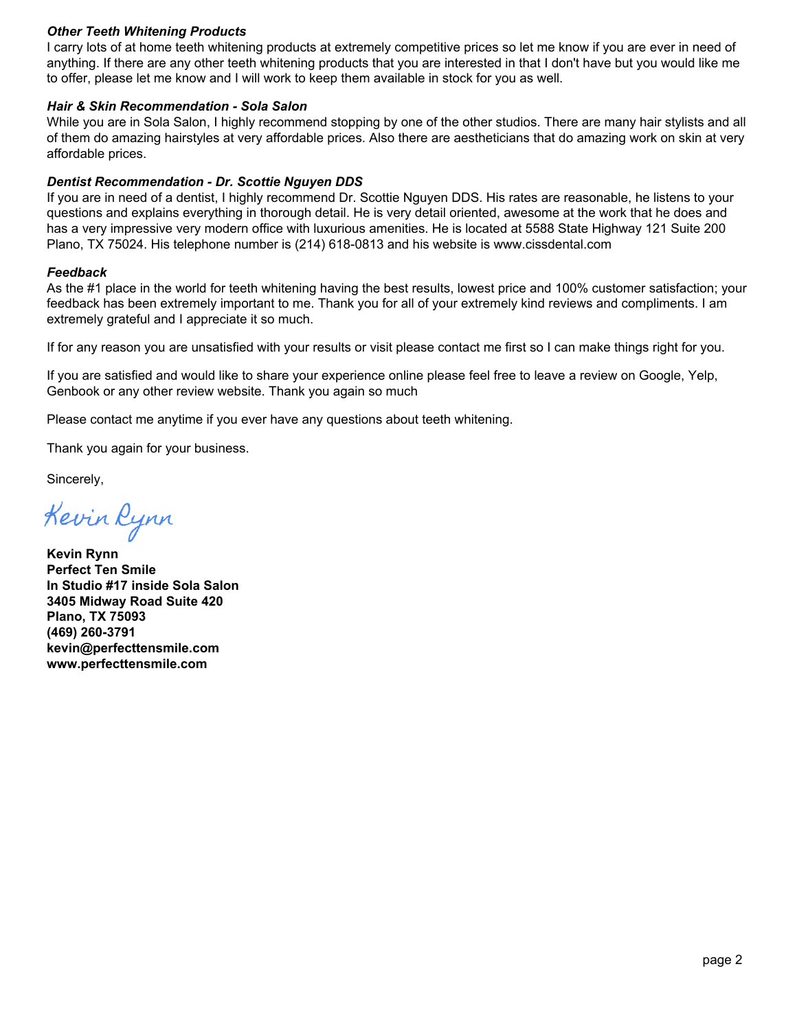***Other Teeth Whitening Products***

I carry lots of at home teeth whitening products at extremely competitive prices so let me know if you are ever in need of anything. If there are any other teeth whitening products that you are interested in that I don't have but you would like me to offer, please let me know and I will work to keep them available in stock for you as well.

***Hair & Skin Recommendation - Sola Salon***

While you are in Sola Salon, I highly recommend stopping by one of the other studios. There are many hair stylists and all of them do amazing hairstyles at very affordable prices. Also there are aestheticians that do amazing work on skin at very affordable prices.

***Dentist Recommendation - Dr. Scottie Nguyen DDS***

If you are in need of a dentist, I highly recommend Dr. Scottie Nguyen DDS. His rates are reasonable, he listens to your questions and explains everything in thorough detail. He is very detail oriented, awesome at the work that he does and has a very impressive very modern office with luxurious amenities. He is located at 5588 State Highway 121 Suite 200 Plano, TX 75024. His telephone number is (214) 618-0813 and his website is www.cissdental.com

***Feedback***

As the #1 place in the world for teeth whitening having the best results, lowest price and 100% customer satisfaction; your feedback has been extremely important to me. Thank you for all of your extremely kind reviews and compliments. I am extremely grateful and I appreciate it so much.

If for any reason you are unsatisfied with your results or visit please contact me first so I can make things right for you.

If you are satisfied and would like to share your experience online please feel free to leave a review on Google, Yelp, Genbook or any other review website. Thank you again so much

Please contact me anytime if you ever have any questions about teeth whitening.

Thank you again for your business.

Sincerely,

*Kevin Rynn*

**Kevin Rynn**
**Perfect Ten Smile**
**In Studio #17 inside Sola Salon**
**3405 Midway Road Suite 420**
**Plano, TX 75093**
**(469) 260-3791**
**kevin@perfecttensmile.com**
**www.perfecttensmile.com**